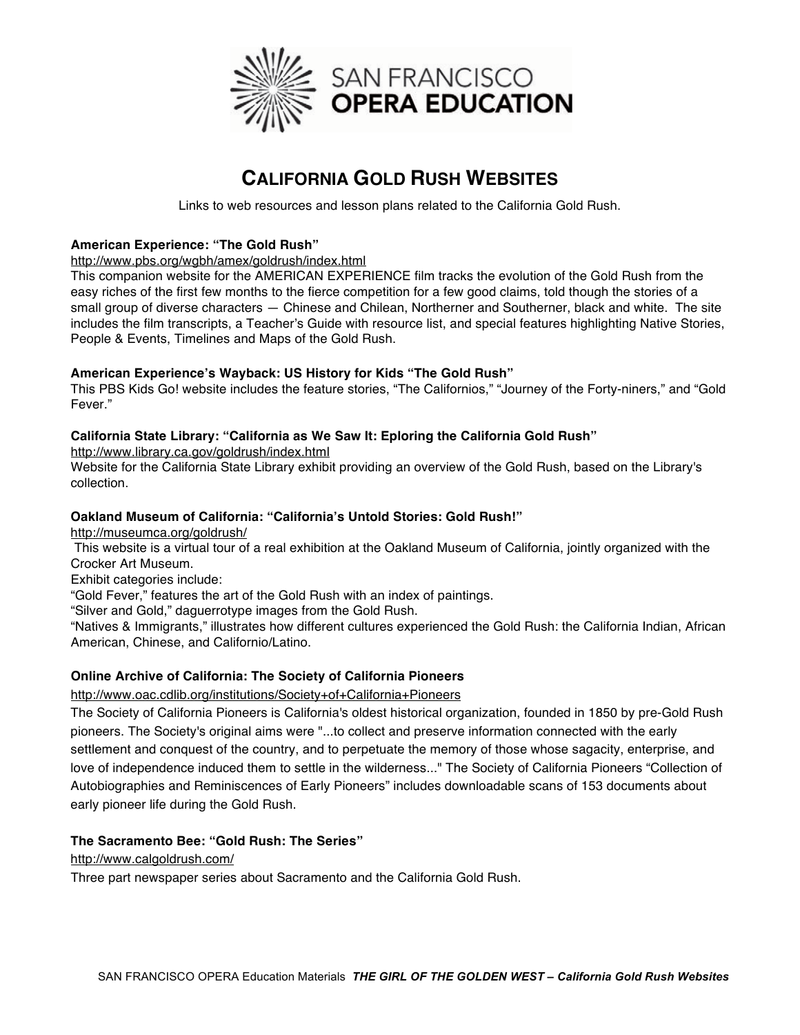SAN FRANCISCO
**OPERA EDUCATION**

# CALIFORNIA GOLD RUSH WEBSITES

Links to web resources and lesson plans related to the California Gold Rush.

**American Experience: "The Gold Rush"**
http://www.pbs.org/wgbh/amex/goldrush/index.html
This companion website for the AMERICAN EXPERIENCE film tracks the evolution of the Gold Rush from the easy riches of the first few months to the fierce competition for a few good claims, told though the stories of a small group of diverse characters — Chinese and Chilean, Northerner and Southerner, black and white. The site includes the film transcripts, a Teacher's Guide with resource list, and special features highlighting Native Stories, People & Events, Timelines and Maps of the Gold Rush.

**American Experience's Wayback: US History for Kids "The Gold Rush"**
This PBS Kids Go! website includes the feature stories, "The Californios," "Journey of the Forty-niners," and "Gold Fever."

**California State Library: "California as We Saw It: Eploring the California Gold Rush"**
http://www.library.ca.gov/goldrush/index.html
Website for the California State Library exhibit providing an overview of the Gold Rush, based on the Library's collection.

**Oakland Museum of California: "California's Untold Stories: Gold Rush!"**
http://museumca.org/goldrush/
This website is a virtual tour of a real exhibition at the Oakland Museum of California, jointly organized with the Crocker Art Museum.
Exhibit categories include:
"Gold Fever," features the art of the Gold Rush with an index of paintings.
"Silver and Gold," daguerrotype images from the Gold Rush.
"Natives & Immigrants," illustrates how different cultures experienced the Gold Rush: the California Indian, African American, Chinese, and Californio/Latino.

**Online Archive of California: The Society of California Pioneers**
http://www.oac.cdlib.org/institutions/Society+of+California+Pioneers
The Society of California Pioneers is California's oldest historical organization, founded in 1850 by pre-Gold Rush pioneers. The Society's original aims were "...to collect and preserve information connected with the early settlement and conquest of the country, and to perpetuate the memory of those whose sagacity, enterprise, and love of independence induced them to settle in the wilderness..." The Society of California Pioneers "Collection of Autobiographies and Reminiscences of Early Pioneers" includes downloadable scans of 153 documents about early pioneer life during the Gold Rush.

**The Sacramento Bee: "Gold Rush: The Series"**
http://www.calgoldrush.com/
Three part newspaper series about Sacramento and the California Gold Rush.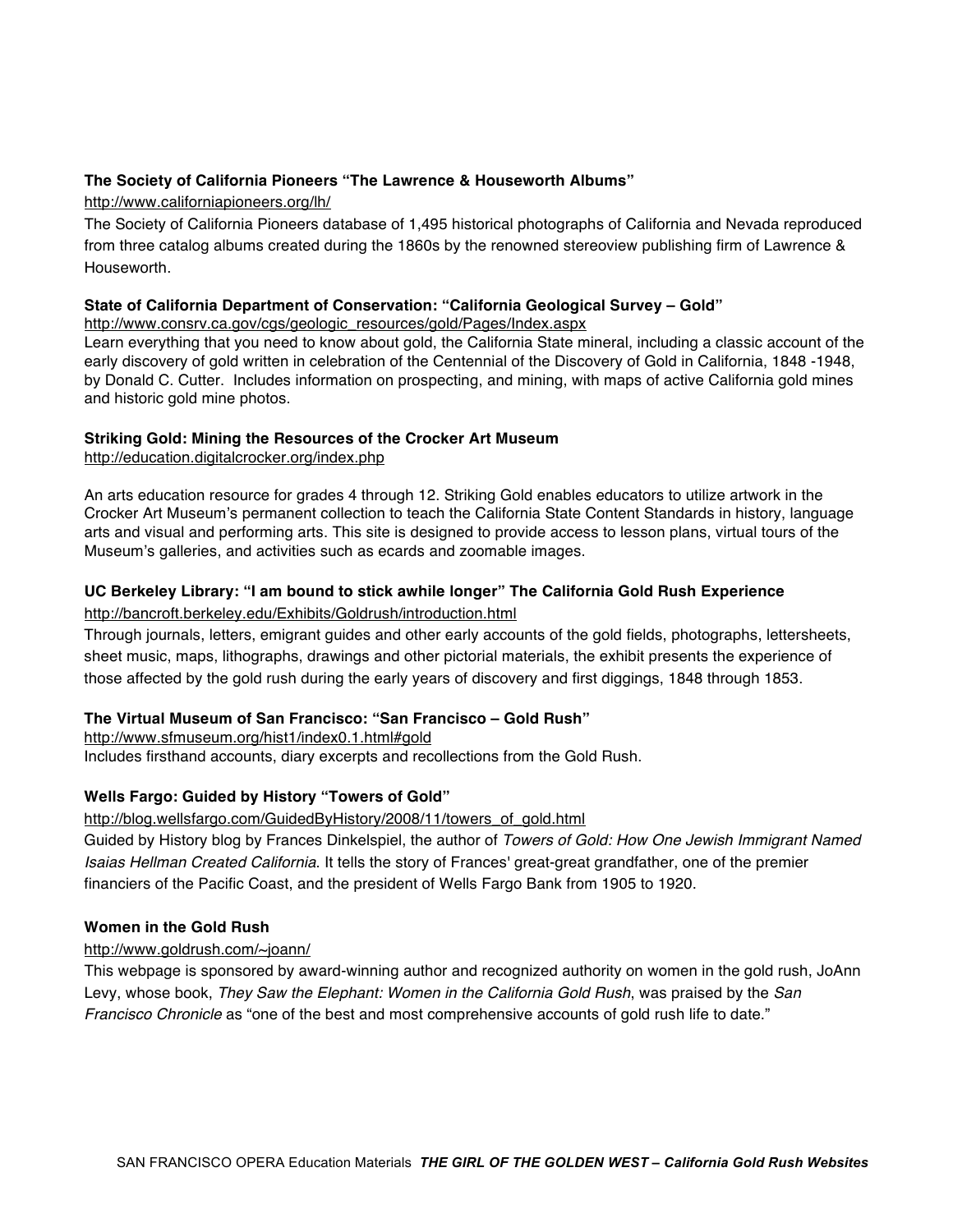**The Society of California Pioneers "The Lawrence & Houseworth Albums"**

http://www.californiapioneers.org/lh/

The Society of California Pioneers database of 1,495 historical photographs of California and Nevada reproduced from three catalog albums created during the 1860s by the renowned stereoview publishing firm of Lawrence & Houseworth.

**State of California Department of Conservation: "California Geological Survey – Gold"**

http://www.consrv.ca.gov/cgs/geologic_resources/gold/Pages/Index.aspx

Learn everything that you need to know about gold, the California State mineral, including a classic account of the early discovery of gold written in celebration of the Centennial of the Discovery of Gold in California, 1848 -1948, by Donald C. Cutter. Includes information on prospecting, and mining, with maps of active California gold mines and historic gold mine photos.

**Striking Gold: Mining the Resources of the Crocker Art Museum**

http://education.digitalcrocker.org/index.php

An arts education resource for grades 4 through 12. Striking Gold enables educators to utilize artwork in the Crocker Art Museum's permanent collection to teach the California State Content Standards in history, language arts and visual and performing arts. This site is designed to provide access to lesson plans, virtual tours of the Museum's galleries, and activities such as ecards and zoomable images.

**UC Berkeley Library: "I am bound to stick awhile longer" The California Gold Rush Experience**

http://bancroft.berkeley.edu/Exhibits/Goldrush/introduction.html

Through journals, letters, emigrant guides and other early accounts of the gold fields, photographs, lettersheets, sheet music, maps, lithographs, drawings and other pictorial materials, the exhibit presents the experience of those affected by the gold rush during the early years of discovery and first diggings, 1848 through 1853.

**The Virtual Museum of San Francisco: "San Francisco – Gold Rush"**

http://www.sfmuseum.org/hist1/index0.1.html#gold

Includes firsthand accounts, diary excerpts and recollections from the Gold Rush.

**Wells Fargo: Guided by History "Towers of Gold"**

http://blog.wellsfargo.com/GuidedByHistory/2008/11/towers_of_gold.html

Guided by History blog by Frances Dinkelspiel, the author of *Towers of Gold: How One Jewish Immigrant Named Isaias Hellman Created California*. It tells the story of Frances' great-great grandfather, one of the premier financiers of the Pacific Coast, and the president of Wells Fargo Bank from 1905 to 1920.

**Women in the Gold Rush**

http://www.goldrush.com/~joann/

This webpage is sponsored by award-winning author and recognized authority on women in the gold rush, JoAnn Levy, whose book, *They Saw the Elephant: Women in the California Gold Rush*, was praised by the *San Francisco Chronicle* as "one of the best and most comprehensive accounts of gold rush life to date."